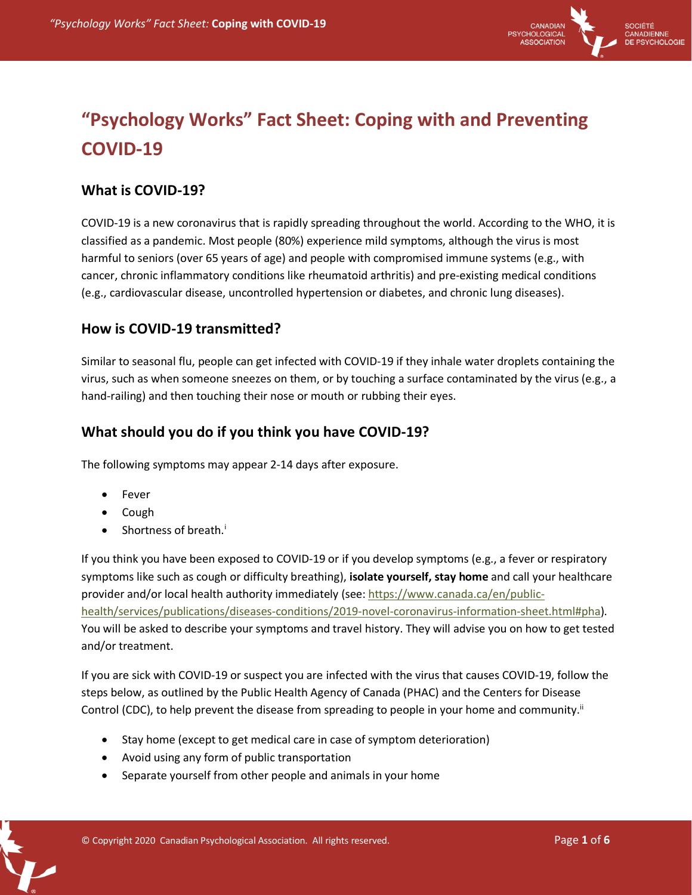# "Psychology Works" Fact Sheet: Coping with and Preventing COVID-19

## What is COVID-19?

COVID-19 is a new coronavirus that is rapidly spreading throughout the world. According to the WHO, it is classified as a pandemic. Most people (80%) experience mild symptoms, although the virus is most harmful to seniors (over 65 years of age) and people with compromised immune systems (e.g., with cancer, chronic inflammatory conditions like rheumatoid arthritis) and pre-existing medical conditions (e.g., cardiovascular disease, uncontrolled hypertension or diabetes, and chronic lung diseases).

## How is COVID-19 transmitted?

Similar to seasonal flu, people can get infected with COVID-19 if they inhale water droplets containing the virus, such as when someone sneezes on them, or by touching a surface contaminated by the virus (e.g., a hand-railing) and then touching their nose or mouth or rubbing their eyes.

## What should you do if you think you have COVID-19?

The following symptoms may appear 2-14 days after exposure.

- Fever
- Cough
- Shortness of breath.[i]

If you think you have been exposed to COVID-19 or if you develop symptoms (e.g., a fever or respiratory symptoms like such as cough or difficulty breathing), **isolate yourself, stay home** and call your healthcare provider and/or local health authority immediately (see: https://www.canada.ca/en/public-health/services/publications/diseases-conditions/2019-novel-coronavirus-information-sheet.html#pha). You will be asked to describe your symptoms and travel history. They will advise you on how to get tested and/or treatment.

If you are sick with COVID-19 or suspect you are infected with the virus that causes COVID-19, follow the steps below, as outlined by the Public Health Agency of Canada (PHAC) and the Centers for Disease Control (CDC), to help prevent the disease from spreading to people in your home and community.[ii]

- Stay home (except to get medical care in case of symptom deterioration)
- Avoid using any form of public transportation
- Separate yourself from other people and animals in your home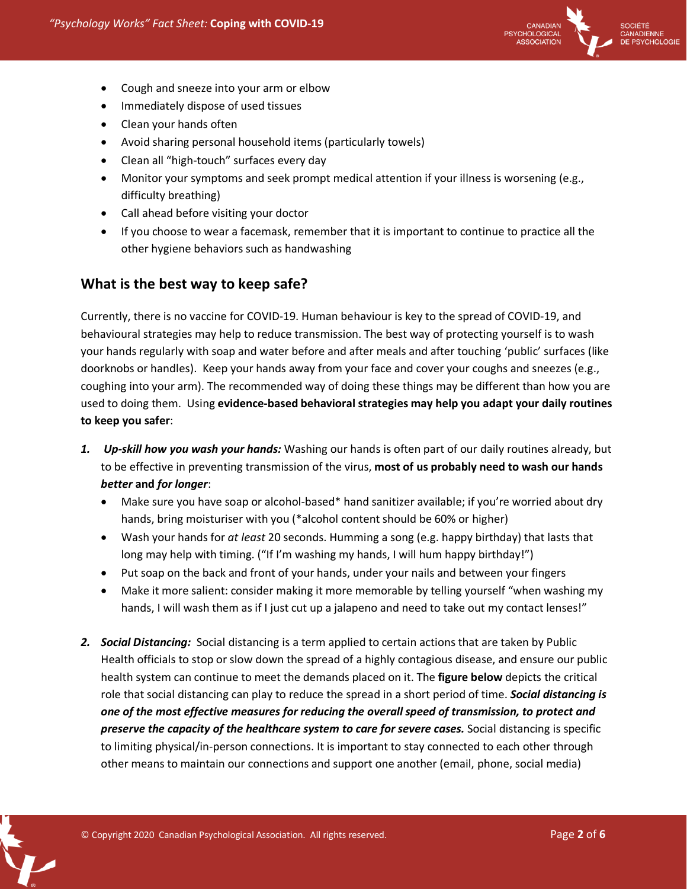- Cough and sneeze into your arm or elbow
- Immediately dispose of used tissues
- Clean your hands often
- Avoid sharing personal household items (particularly towels)
- Clean all "high-touch" surfaces every day
- Monitor your symptoms and seek prompt medical attention if your illness is worsening (e.g., difficulty breathing)
- Call ahead before visiting your doctor
- If you choose to wear a facemask, remember that it is important to continue to practice all the other hygiene behaviors such as handwashing

## What is the best way to keep safe?

Currently, there is no vaccine for COVID-19. Human behaviour is key to the spread of COVID-19, and behavioural strategies may help to reduce transmission. The best way of protecting yourself is to wash your hands regularly with soap and water before and after meals and after touching 'public' surfaces (like doorknobs or handles). Keep your hands away from your face and cover your coughs and sneezes (e.g., coughing into your arm). The recommended way of doing these things may be different than how you are used to doing them. Using **evidence-based behavioral strategies may help you adapt your daily routines to keep you safer**:

1. ***Up-skill how you wash your hands:*** Washing our hands is often part of our daily routines already, but to be effective in preventing transmission of the virus, **most of us probably need to wash our hands *better* and *for longer***:
   - Make sure you have soap or alcohol-based* hand sanitizer available; if you're worried about dry hands, bring moisturiser with you (*alcohol content should be 60% or higher)
   - Wash your hands for *at least* 20 seconds. Humming a song (e.g. happy birthday) that lasts that long may help with timing. ("If I'm washing my hands, I will hum happy birthday!")
   - Put soap on the back and front of your hands, under your nails and between your fingers
   - Make it more salient: consider making it more memorable by telling yourself "when washing my hands, I will wash them as if I just cut up a jalapeno and need to take out my contact lenses!"

2. ***Social Distancing:*** Social distancing is a term applied to certain actions that are taken by Public Health officials to stop or slow down the spread of a highly contagious disease, and ensure our public health system can continue to meet the demands placed on it. The **figure below** depicts the critical role that social distancing can play to reduce the spread in a short period of time. ***Social distancing is one of the most effective measures for reducing the overall speed of transmission, to protect and preserve the capacity of the healthcare system to care for severe cases.*** Social distancing is specific to limiting physical/in-person connections. It is important to stay connected to each other through other means to maintain our connections and support one another (email, phone, social media)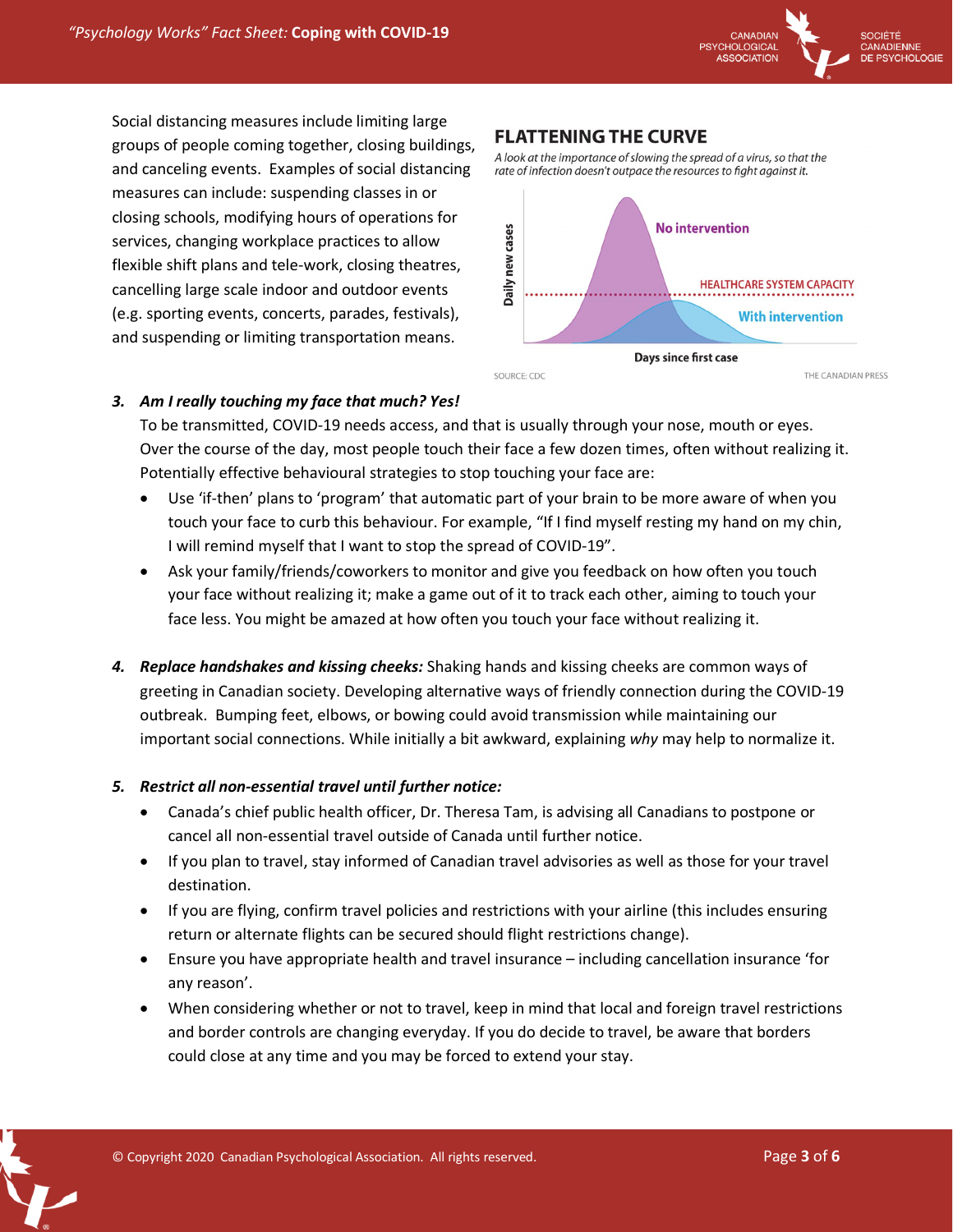Social distancing measures include limiting large groups of people coming together, closing buildings, and canceling events. Examples of social distancing measures can include: suspending classes in or closing schools, modifying hours of operations for services, changing workplace practices to allow flexible shift plans and tele-work, closing theatres, cancelling large scale indoor and outdoor events (e.g. sporting events, concerts, parades, festivals), and suspending or limiting transportation means.

**FLATTENING THE CURVE**

*A look at the importance of slowing the spread of a virus, so that the rate of infection doesn't outpace the resources to fight against it.*

Daily new cases | No intervention | HEALTHCARE SYSTEM CAPACITY | With intervention | Days since first case

SOURCE: CDC — THE CANADIAN PRESS

3. ***Am I really touching my face that much? Yes!***
   To be transmitted, COVID-19 needs access, and that is usually through your nose, mouth or eyes. Over the course of the day, most people touch their face a few dozen times, often without realizing it. Potentially effective behavioural strategies to stop touching your face are:
   - Use 'if-then' plans to 'program' that automatic part of your brain to be more aware of when you touch your face to curb this behaviour. For example, "If I find myself resting my hand on my chin, I will remind myself that I want to stop the spread of COVID-19".
   - Ask your family/friends/coworkers to monitor and give you feedback on how often you touch your face without realizing it; make a game out of it to track each other, aiming to touch your face less. You might be amazed at how often you touch your face without realizing it.

4. ***Replace handshakes and kissing cheeks:*** Shaking hands and kissing cheeks are common ways of greeting in Canadian society. Developing alternative ways of friendly connection during the COVID-19 outbreak. Bumping feet, elbows, or bowing could avoid transmission while maintaining our important social connections. While initially a bit awkward, explaining *why* may help to normalize it.

5. ***Restrict all non-essential travel until further notice:***
   - Canada's chief public health officer, Dr. Theresa Tam, is advising all Canadians to postpone or cancel all non-essential travel outside of Canada until further notice.
   - If you plan to travel, stay informed of Canadian travel advisories as well as those for your travel destination.
   - If you are flying, confirm travel policies and restrictions with your airline (this includes ensuring return or alternate flights can be secured should flight restrictions change).
   - Ensure you have appropriate health and travel insurance – including cancellation insurance 'for any reason'.
   - When considering whether or not to travel, keep in mind that local and foreign travel restrictions and border controls are changing everyday. If you do decide to travel, be aware that borders could close at any time and you may be forced to extend your stay.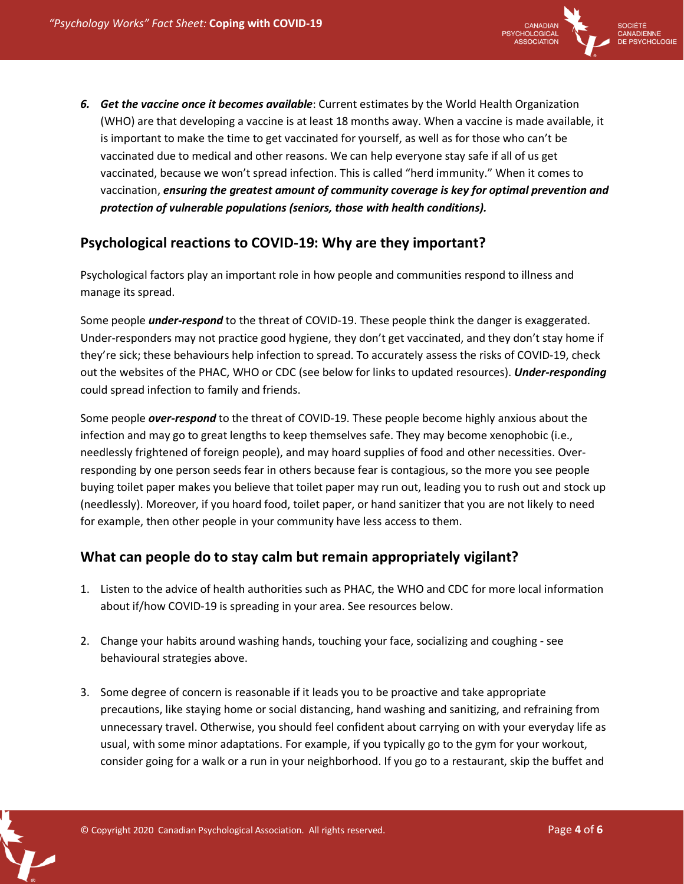6. ***Get the vaccine once it becomes available***: Current estimates by the World Health Organization (WHO) are that developing a vaccine is at least 18 months away. When a vaccine is made available, it is important to make the time to get vaccinated for yourself, as well as for those who can't be vaccinated due to medical and other reasons. We can help everyone stay safe if all of us get vaccinated, because we won't spread infection. This is called "herd immunity." When it comes to vaccination, ***ensuring the greatest amount of community coverage is key for optimal prevention and protection of vulnerable populations (seniors, those with health conditions).***

## Psychological reactions to COVID-19: Why are they important?

Psychological factors play an important role in how people and communities respond to illness and manage its spread.

Some people ***under-respond*** to the threat of COVID-19. These people think the danger is exaggerated. Under-responders may not practice good hygiene, they don't get vaccinated, and they don't stay home if they're sick; these behaviours help infection to spread. To accurately assess the risks of COVID-19, check out the websites of the PHAC, WHO or CDC (see below for links to updated resources). ***Under-responding*** could spread infection to family and friends.

Some people ***over-respond*** to the threat of COVID-19. These people become highly anxious about the infection and may go to great lengths to keep themselves safe. They may become xenophobic (i.e., needlessly frightened of foreign people), and may hoard supplies of food and other necessities. Over-responding by one person seeds fear in others because fear is contagious, so the more you see people buying toilet paper makes you believe that toilet paper may run out, leading you to rush out and stock up (needlessly). Moreover, if you hoard food, toilet paper, or hand sanitizer that you are not likely to need for example, then other people in your community have less access to them.

## What can people do to stay calm but remain appropriately vigilant?

1. Listen to the advice of health authorities such as PHAC, the WHO and CDC for more local information about if/how COVID-19 is spreading in your area. See resources below.

2. Change your habits around washing hands, touching your face, socializing and coughing - see behavioural strategies above.

3. Some degree of concern is reasonable if it leads you to be proactive and take appropriate precautions, like staying home or social distancing, hand washing and sanitizing, and refraining from unnecessary travel. Otherwise, you should feel confident about carrying on with your everyday life as usual, with some minor adaptations. For example, if you typically go to the gym for your workout, consider going for a walk or a run in your neighborhood. If you go to a restaurant, skip the buffet and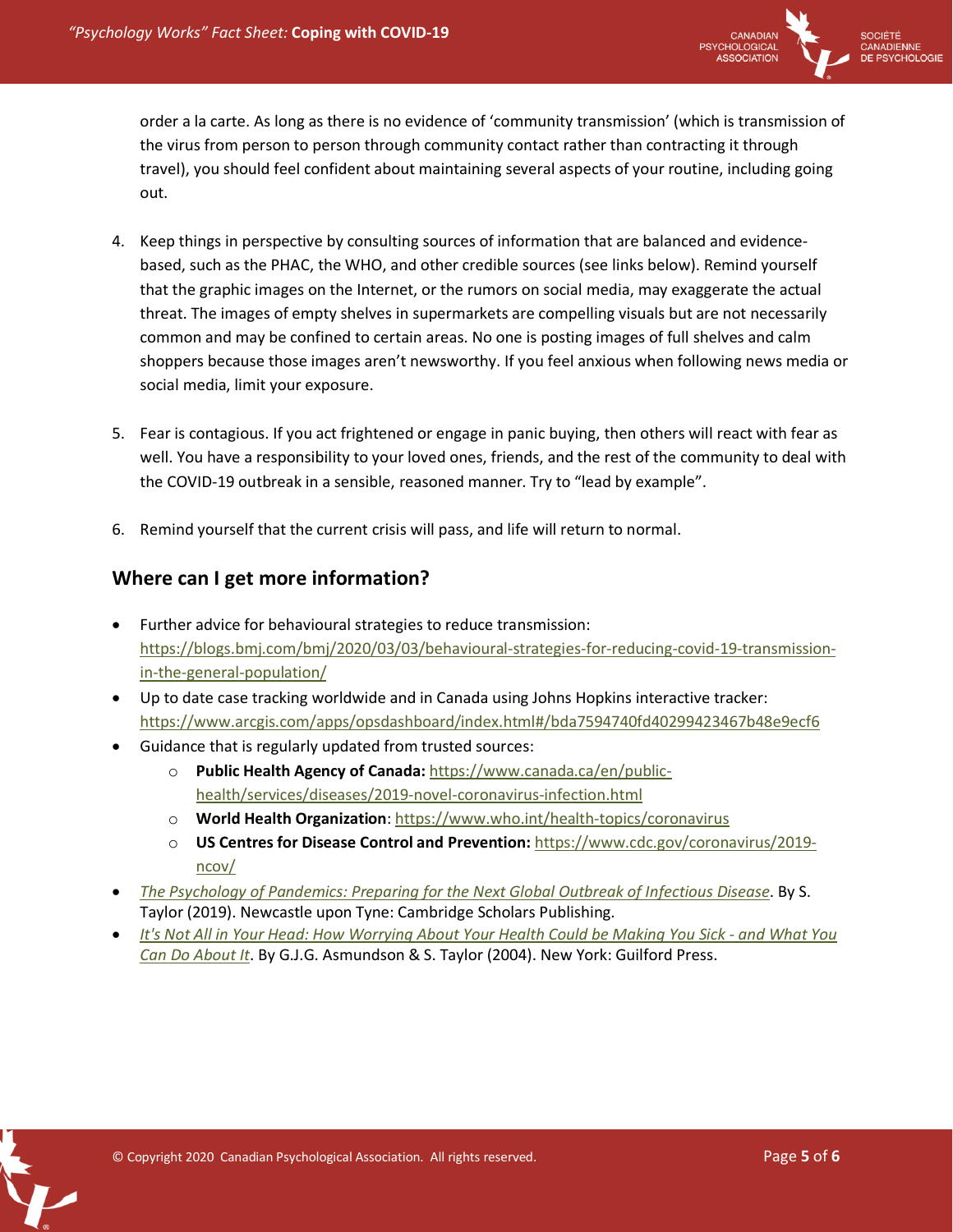order a la carte. As long as there is no evidence of 'community transmission' (which is transmission of the virus from person to person through community contact rather than contracting it through travel), you should feel confident about maintaining several aspects of your routine, including going out.

4. Keep things in perspective by consulting sources of information that are balanced and evidence-based, such as the PHAC, the WHO, and other credible sources (see links below). Remind yourself that the graphic images on the Internet, or the rumors on social media, may exaggerate the actual threat. The images of empty shelves in supermarkets are compelling visuals but are not necessarily common and may be confined to certain areas. No one is posting images of full shelves and calm shoppers because those images aren't newsworthy. If you feel anxious when following news media or social media, limit your exposure.

5. Fear is contagious. If you act frightened or engage in panic buying, then others will react with fear as well. You have a responsibility to your loved ones, friends, and the rest of the community to deal with the COVID-19 outbreak in a sensible, reasoned manner. Try to "lead by example".

6. Remind yourself that the current crisis will pass, and life will return to normal.

## Where can I get more information?

- Further advice for behavioural strategies to reduce transmission: https://blogs.bmj.com/bmj/2020/03/03/behavioural-strategies-for-reducing-covid-19-transmission-in-the-general-population/
- Up to date case tracking worldwide and in Canada using Johns Hopkins interactive tracker: https://www.arcgis.com/apps/opsdashboard/index.html#/bda7594740fd40299423467b48e9ecf6
- Guidance that is regularly updated from trusted sources:
  - **Public Health Agency of Canada:** https://www.canada.ca/en/public-health/services/diseases/2019-novel-coronavirus-infection.html
  - **World Health Organization**: https://www.who.int/health-topics/coronavirus
  - **US Centres for Disease Control and Prevention:** https://www.cdc.gov/coronavirus/2019-ncov/
- *The Psychology of Pandemics: Preparing for the Next Global Outbreak of Infectious Disease*. By S. Taylor (2019). Newcastle upon Tyne: Cambridge Scholars Publishing.
- *It's Not All in Your Head: How Worrying About Your Health Could be Making You Sick - and What You Can Do About It*. By G.J.G. Asmundson & S. Taylor (2004). New York: Guilford Press.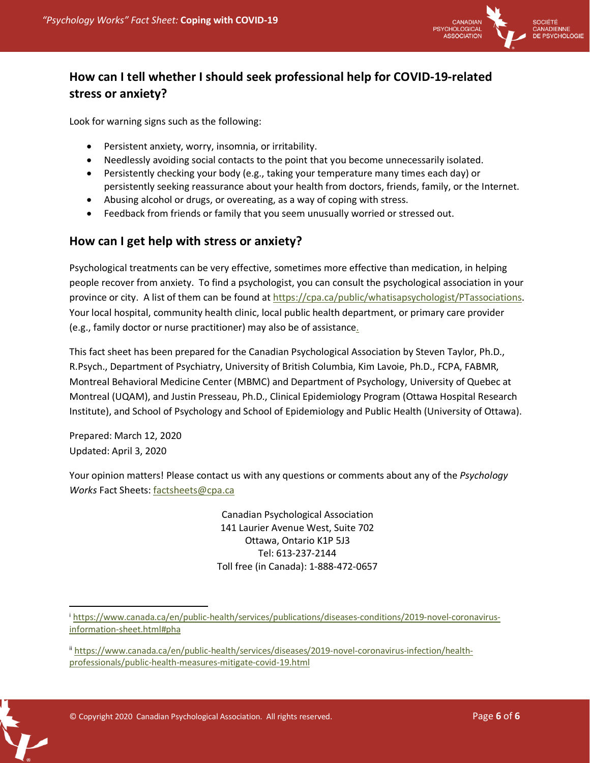## How can I tell whether I should seek professional help for COVID-19-related stress or anxiety?

Look for warning signs such as the following:

- Persistent anxiety, worry, insomnia, or irritability.
- Needlessly avoiding social contacts to the point that you become unnecessarily isolated.
- Persistently checking your body (e.g., taking your temperature many times each day) or persistently seeking reassurance about your health from doctors, friends, family, or the Internet.
- Abusing alcohol or drugs, or overeating, as a way of coping with stress.
- Feedback from friends or family that you seem unusually worried or stressed out.

## How can I get help with stress or anxiety?

Psychological treatments can be very effective, sometimes more effective than medication, in helping people recover from anxiety. To find a psychologist, you can consult the psychological association in your province or city. A list of them can be found at https://cpa.ca/public/whatisapsychologist/PTassociations. Your local hospital, community health clinic, local public health department, or primary care provider (e.g., family doctor or nurse practitioner) may also be of assistance.

This fact sheet has been prepared for the Canadian Psychological Association by Steven Taylor, Ph.D., R.Psych., Department of Psychiatry, University of British Columbia, Kim Lavoie, Ph.D., FCPA, FABMR, Montreal Behavioral Medicine Center (MBMC) and Department of Psychology, University of Quebec at Montreal (UQAM), and Justin Presseau, Ph.D., Clinical Epidemiology Program (Ottawa Hospital Research Institute), and School of Psychology and School of Epidemiology and Public Health (University of Ottawa).

Prepared: March 12, 2020
Updated: April 3, 2020

Your opinion matters! Please contact us with any questions or comments about any of the *Psychology Works* Fact Sheets: factsheets@cpa.ca

Canadian Psychological Association
141 Laurier Avenue West, Suite 702
Ottawa, Ontario K1P 5J3
Tel: 613-237-2144
Toll free (in Canada): 1-888-472-0657

---

[i] https://www.canada.ca/en/public-health/services/publications/diseases-conditions/2019-novel-coronavirus-information-sheet.html#pha

[ii] https://www.canada.ca/en/public-health/services/diseases/2019-novel-coronavirus-infection/health-professionals/public-health-measures-mitigate-covid-19.html

© Copyright 2020 Canadian Psychological Association. All rights reserved.